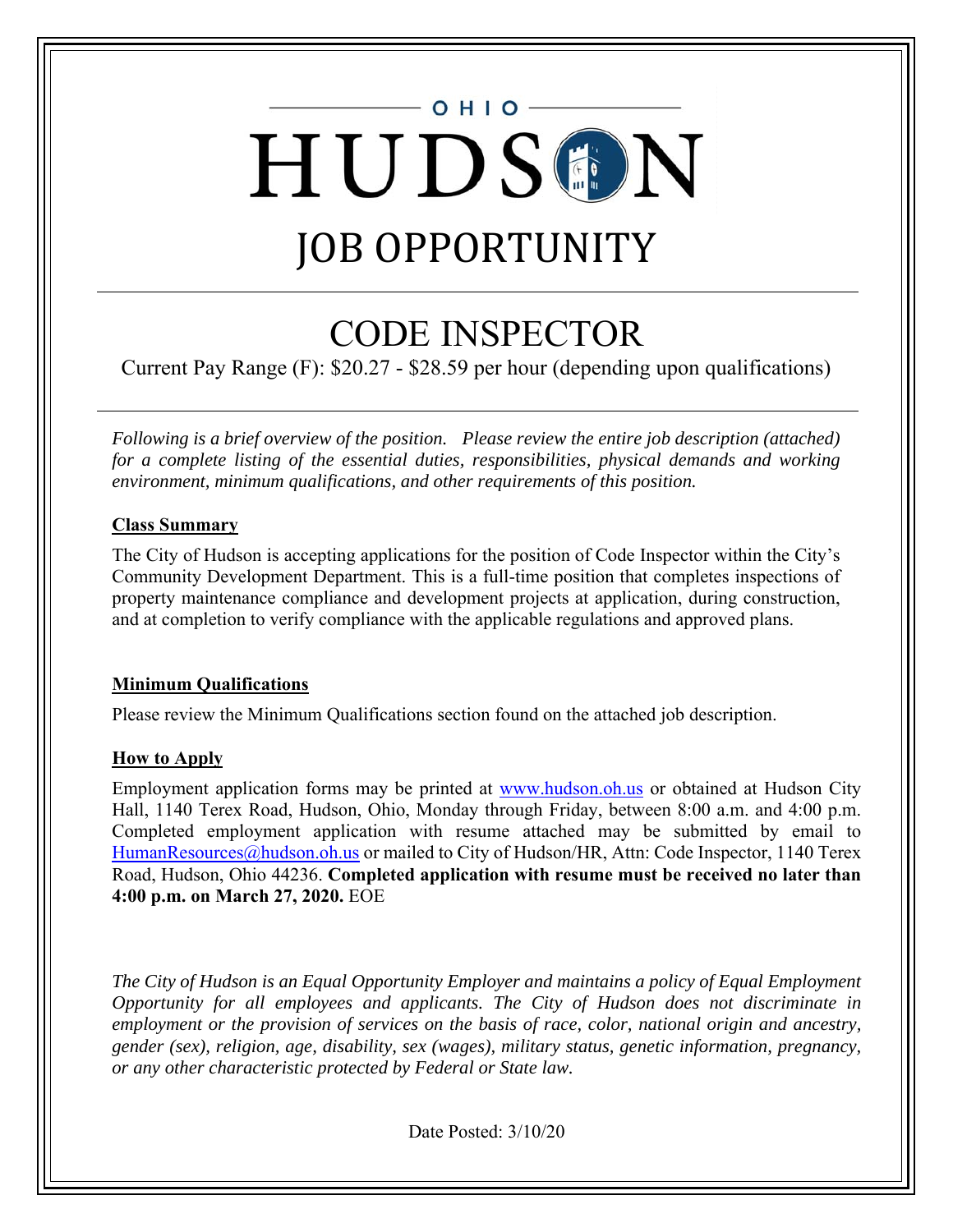OHIO

# HUDSON

# JOB OPPORTUNITY

## CODE INSPECTOR

Current Pay Range (F): $20.27 - $28.59 per hour (depending upon qualifications)

*Following is a brief overview of the position. Please review the entire job description (attached) for a complete listing of the essential duties, responsibilities, physical demands and working environment, minimum qualifications, and other requirements of this position.*

### Class Summary

The City of Hudson is accepting applications for the position of Code Inspector within the City's Community Development Department. This is a full-time position that completes inspections of property maintenance compliance and development projects at application, during construction, and at completion to verify compliance with the applicable regulations and approved plans.

### Minimum Qualifications

Please review the Minimum Qualifications section found on the attached job description.

### How to Apply

Employment application forms may be printed at www.hudson.oh.us or obtained at Hudson City Hall, 1140 Terex Road, Hudson, Ohio, Monday through Friday, between 8:00 a.m. and 4:00 p.m. Completed employment application with resume attached may be submitted by email to HumanResources@hudson.oh.us or mailed to City of Hudson/HR, Attn: Code Inspector, 1140 Terex Road, Hudson, Ohio 44236. **Completed application with resume must be received no later than 4:00 p.m. on March 27, 2020.** EOE

*The City of Hudson is an Equal Opportunity Employer and maintains a policy of Equal Employment Opportunity for all employees and applicants. The City of Hudson does not discriminate in employment or the provision of services on the basis of race, color, national origin and ancestry, gender (sex), religion, age, disability, sex (wages), military status, genetic information, pregnancy, or any other characteristic protected by Federal or State law.*

Date Posted: 3/10/20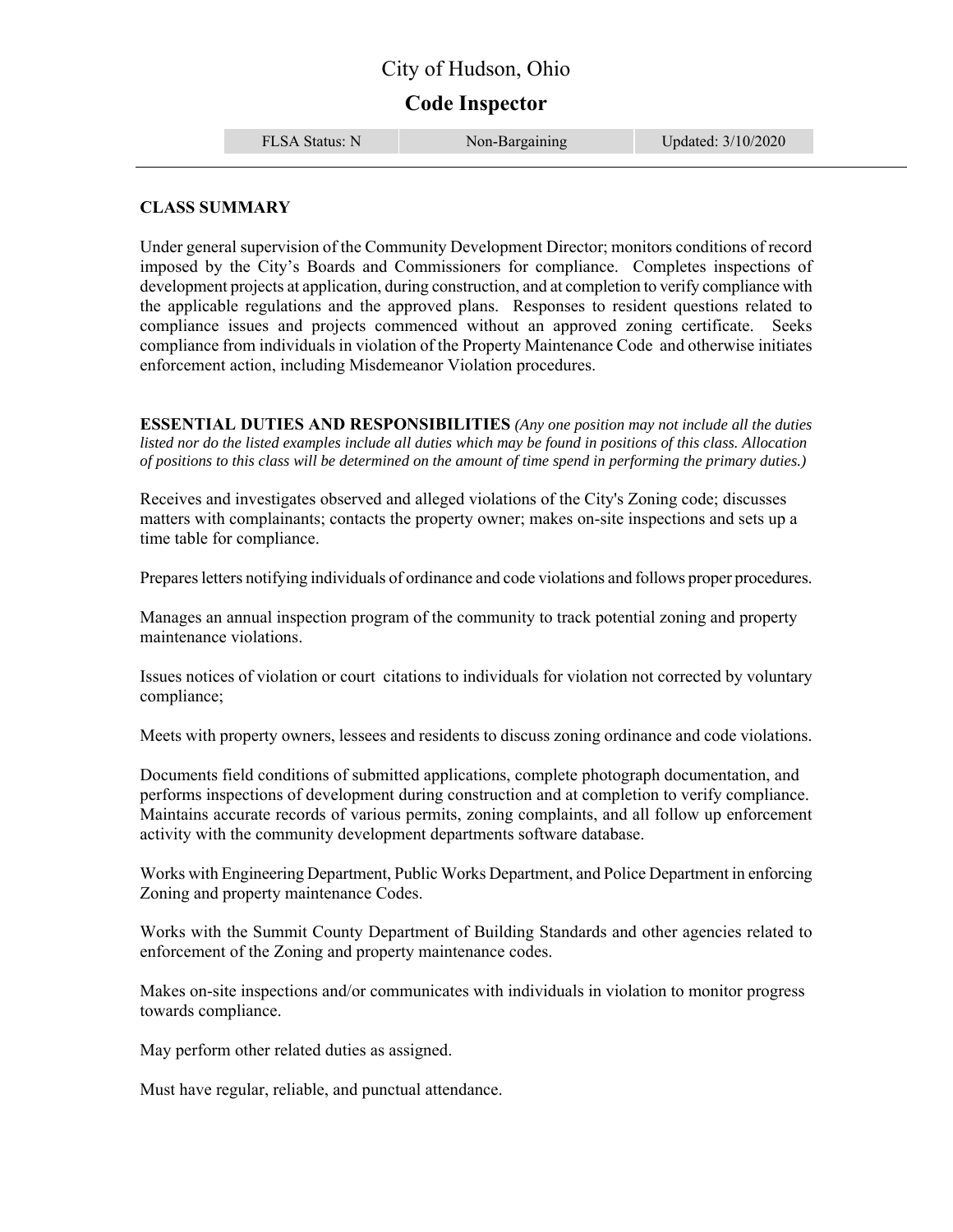# City of Hudson, Ohio

## Code Inspector

| FLSA Status: N | Non-Bargaining | Updated: 3/10/2020 |
|---|---|---|

---

### CLASS SUMMARY

Under general supervision of the Community Development Director; monitors conditions of record imposed by the City's Boards and Commissioners for compliance. Completes inspections of development projects at application, during construction, and at completion to verify compliance with the applicable regulations and the approved plans. Responses to resident questions related to compliance issues and projects commenced without an approved zoning certificate. Seeks compliance from individuals in violation of the Property Maintenance Code and otherwise initiates enforcement action, including Misdemeanor Violation procedures.

**ESSENTIAL DUTIES AND RESPONSIBILITIES** *(Any one position may not include all the duties listed nor do the listed examples include all duties which may be found in positions of this class. Allocation of positions to this class will be determined on the amount of time spend in performing the primary duties.)*

Receives and investigates observed and alleged violations of the City's Zoning code; discusses matters with complainants; contacts the property owner; makes on-site inspections and sets up a time table for compliance.

Prepares letters notifying individuals of ordinance and code violations and follows proper procedures.

Manages an annual inspection program of the community to track potential zoning and property maintenance violations.

Issues notices of violation or court citations to individuals for violation not corrected by voluntary compliance;

Meets with property owners, lessees and residents to discuss zoning ordinance and code violations.

Documents field conditions of submitted applications, complete photograph documentation, and performs inspections of development during construction and at completion to verify compliance. Maintains accurate records of various permits, zoning complaints, and all follow up enforcement activity with the community development departments software database.

Works with Engineering Department, Public Works Department, and Police Department in enforcing Zoning and property maintenance Codes.

Works with the Summit County Department of Building Standards and other agencies related to enforcement of the Zoning and property maintenance codes.

Makes on-site inspections and/or communicates with individuals in violation to monitor progress towards compliance.

May perform other related duties as assigned.

Must have regular, reliable, and punctual attendance.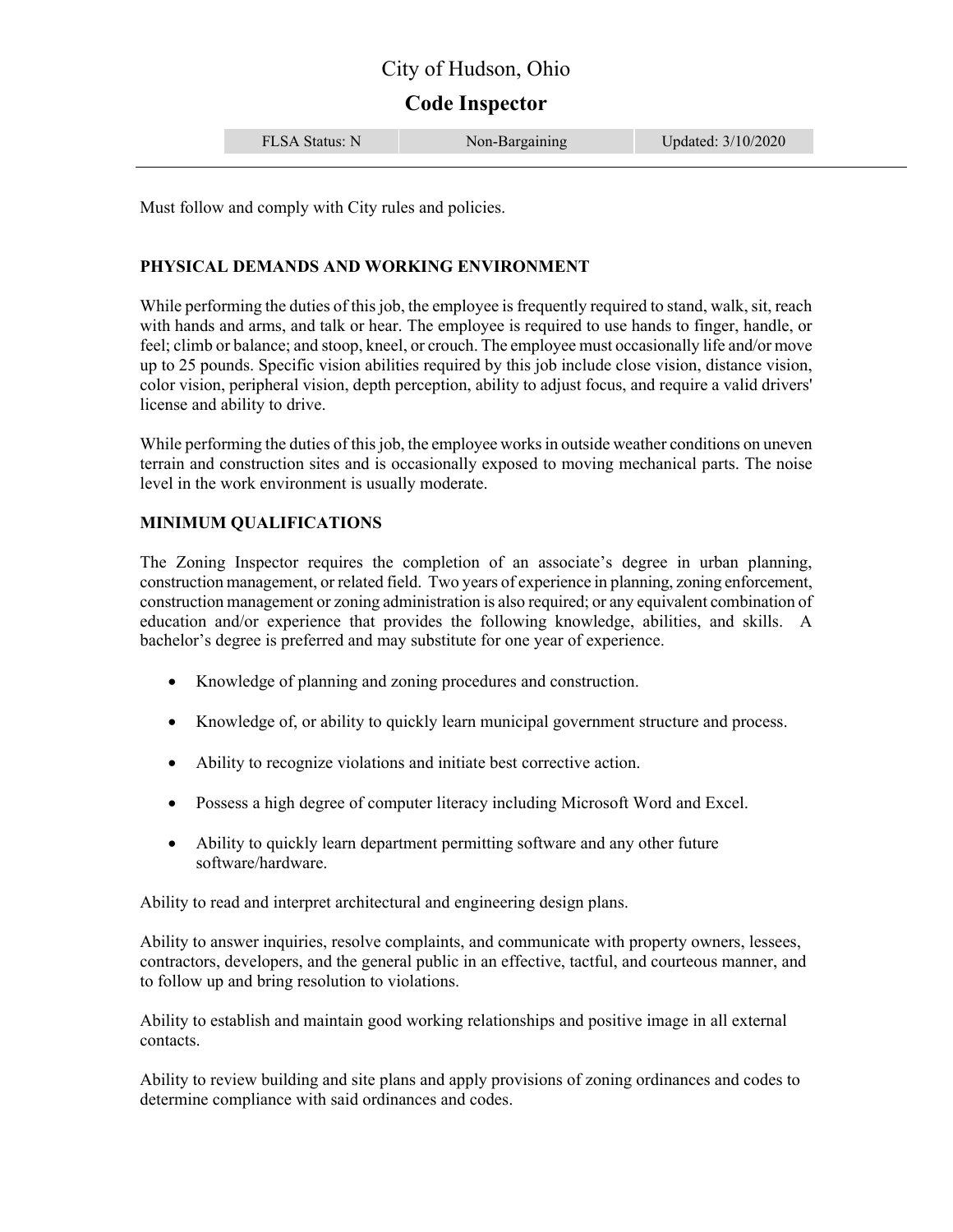City of Hudson, Ohio

## Code Inspector

| FLSA Status: N | Non-Bargaining | Updated: 3/10/2020 |
|---|---|---|

Must follow and comply with City rules and policies.

### PHYSICAL DEMANDS AND WORKING ENVIRONMENT

While performing the duties of this job, the employee is frequently required to stand, walk, sit, reach with hands and arms, and talk or hear. The employee is required to use hands to finger, handle, or feel; climb or balance; and stoop, kneel, or crouch. The employee must occasionally life and/or move up to 25 pounds. Specific vision abilities required by this job include close vision, distance vision, color vision, peripheral vision, depth perception, ability to adjust focus, and require a valid drivers' license and ability to drive.

While performing the duties of this job, the employee works in outside weather conditions on uneven terrain and construction sites and is occasionally exposed to moving mechanical parts. The noise level in the work environment is usually moderate.

### MINIMUM QUALIFICATIONS

The Zoning Inspector requires the completion of an associate's degree in urban planning, construction management, or related field. Two years of experience in planning, zoning enforcement, construction management or zoning administration is also required; or any equivalent combination of education and/or experience that provides the following knowledge, abilities, and skills. A bachelor's degree is preferred and may substitute for one year of experience.

- Knowledge of planning and zoning procedures and construction.
- Knowledge of, or ability to quickly learn municipal government structure and process.
- Ability to recognize violations and initiate best corrective action.
- Possess a high degree of computer literacy including Microsoft Word and Excel.
- Ability to quickly learn department permitting software and any other future software/hardware.

Ability to read and interpret architectural and engineering design plans.

Ability to answer inquiries, resolve complaints, and communicate with property owners, lessees, contractors, developers, and the general public in an effective, tactful, and courteous manner, and to follow up and bring resolution to violations.

Ability to establish and maintain good working relationships and positive image in all external contacts.

Ability to review building and site plans and apply provisions of zoning ordinances and codes to determine compliance with said ordinances and codes.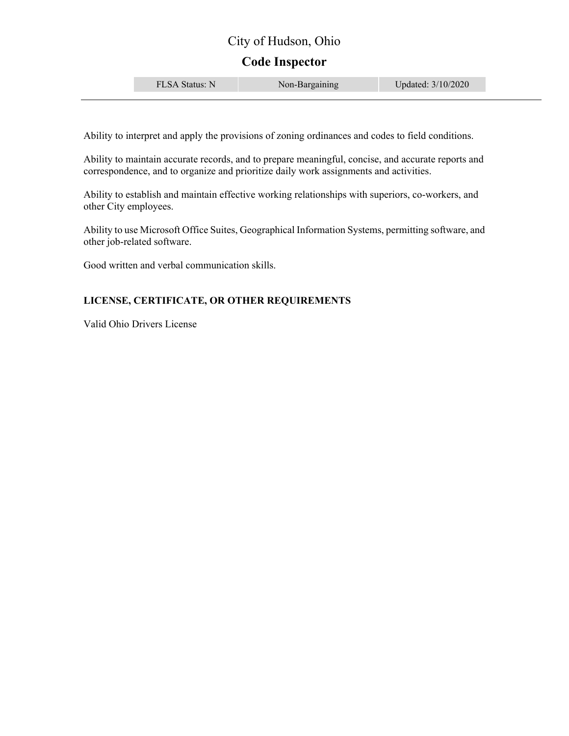Ability to interpret and apply the provisions of zoning ordinances and codes to field conditions.

Ability to maintain accurate records, and to prepare meaningful, concise, and accurate reports and correspondence, and to organize and prioritize daily work assignments and activities.

Ability to establish and maintain effective working relationships with superiors, co-workers, and other City employees.

Ability to use Microsoft Office Suites, Geographical Information Systems, permitting software, and other job-related software.

Good written and verbal communication skills.

## LICENSE, CERTIFICATE, OR OTHER REQUIREMENTS

Valid Ohio Drivers License